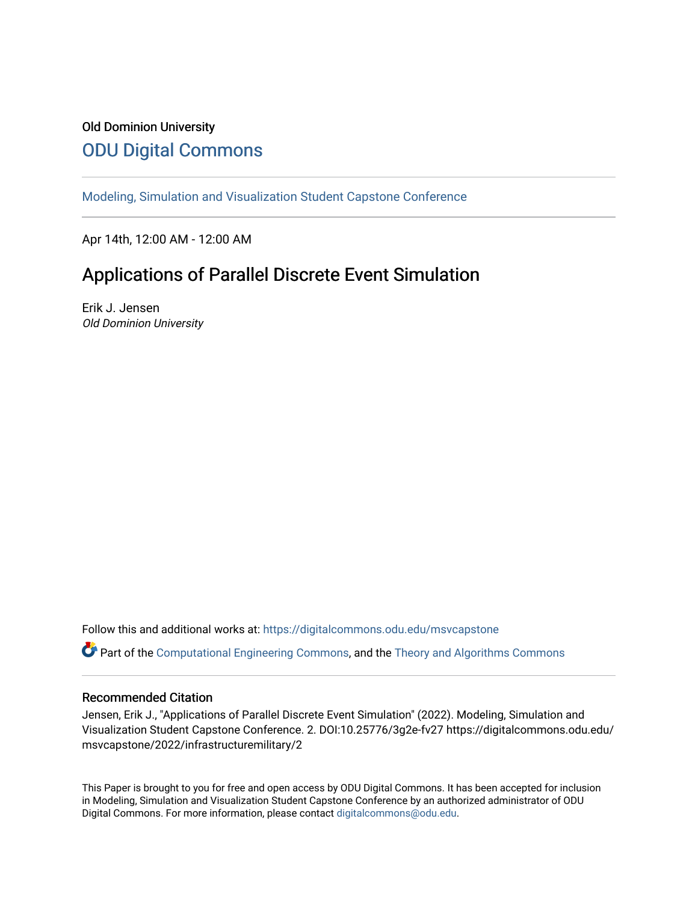Old Dominion University

# ODU Digital Commons

Modeling, Simulation and Visualization Student Capstone Conference

Apr 14th, 12:00 AM - 12:00 AM

## Applications of Parallel Discrete Event Simulation

Erik J. Jensen

*Old Dominion University*

Follow this and additional works at: https://digitalcommons.odu.edu/msvcapstone

Part of the Computational Engineering Commons, and the Theory and Algorithms Commons

### Recommended Citation

Jensen, Erik J., "Applications of Parallel Discrete Event Simulation" (2022). Modeling, Simulation and Visualization Student Capstone Conference. 2. DOI:10.25776/3g2e-fv27 https://digitalcommons.odu.edu/msvcapstone/2022/infrastructuremilitary/2

This Paper is brought to you for free and open access by ODU Digital Commons. It has been accepted for inclusion in Modeling, Simulation and Visualization Student Capstone Conference by an authorized administrator of ODU Digital Commons. For more information, please contact digitalcommons@odu.edu.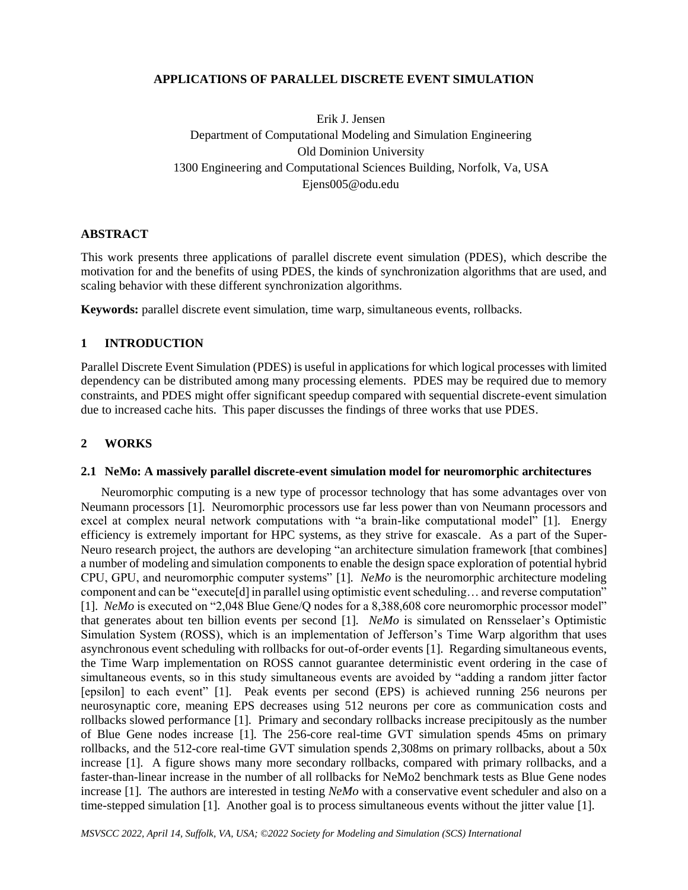**APPLICATIONS OF PARALLEL DISCRETE EVENT SIMULATION**

Erik J. Jensen
Department of Computational Modeling and Simulation Engineering
Old Dominion University
1300 Engineering and Computational Sciences Building, Norfolk, Va, USA
Ejens005@odu.edu

## ABSTRACT

This work presents three applications of parallel discrete event simulation (PDES), which describe the motivation for and the benefits of using PDES, the kinds of synchronization algorithms that are used, and scaling behavior with these different synchronization algorithms.

**Keywords:** parallel discrete event simulation, time warp, simultaneous events, rollbacks.

## 1 INTRODUCTION

Parallel Discrete Event Simulation (PDES) is useful in applications for which logical processes with limited dependency can be distributed among many processing elements. PDES may be required due to memory constraints, and PDES might offer significant speedup compared with sequential discrete-event simulation due to increased cache hits. This paper discusses the findings of three works that use PDES.

## 2 WORKS

### 2.1 NeMo: A massively parallel discrete-event simulation model for neuromorphic architectures

Neuromorphic computing is a new type of processor technology that has some advantages over von Neumann processors [1]. Neuromorphic processors use far less power than von Neumann processors and excel at complex neural network computations with "a brain-like computational model" [1]. Energy efficiency is extremely important for HPC systems, as they strive for exascale. As a part of the Super-Neuro research project, the authors are developing "an architecture simulation framework [that combines] a number of modeling and simulation components to enable the design space exploration of potential hybrid CPU, GPU, and neuromorphic computer systems" [1]. *NeMo* is the neuromorphic architecture modeling component and can be "execute[d] in parallel using optimistic event scheduling… and reverse computation" [1]. *NeMo* is executed on "2,048 Blue Gene/Q nodes for a 8,388,608 core neuromorphic processor model" that generates about ten billion events per second [1]. *NeMo* is simulated on Rensselaer's Optimistic Simulation System (ROSS), which is an implementation of Jefferson's Time Warp algorithm that uses asynchronous event scheduling with rollbacks for out-of-order events [1]. Regarding simultaneous events, the Time Warp implementation on ROSS cannot guarantee deterministic event ordering in the case of simultaneous events, so in this study simultaneous events are avoided by "adding a random jitter factor [epsilon] to each event" [1]. Peak events per second (EPS) is achieved running 256 neurons per neurosynaptic core, meaning EPS decreases using 512 neurons per core as communication costs and rollbacks slowed performance [1]. Primary and secondary rollbacks increase precipitously as the number of Blue Gene nodes increase [1]. The 256-core real-time GVT simulation spends 45ms on primary rollbacks, and the 512-core real-time GVT simulation spends 2,308ms on primary rollbacks, about a 50x increase [1]. A figure shows many more secondary rollbacks, compared with primary rollbacks, and a faster-than-linear increase in the number of all rollbacks for NeMo2 benchmark tests as Blue Gene nodes increase [1]. The authors are interested in testing *NeMo* with a conservative event scheduler and also on a time-stepped simulation [1]. Another goal is to process simultaneous events without the jitter value [1].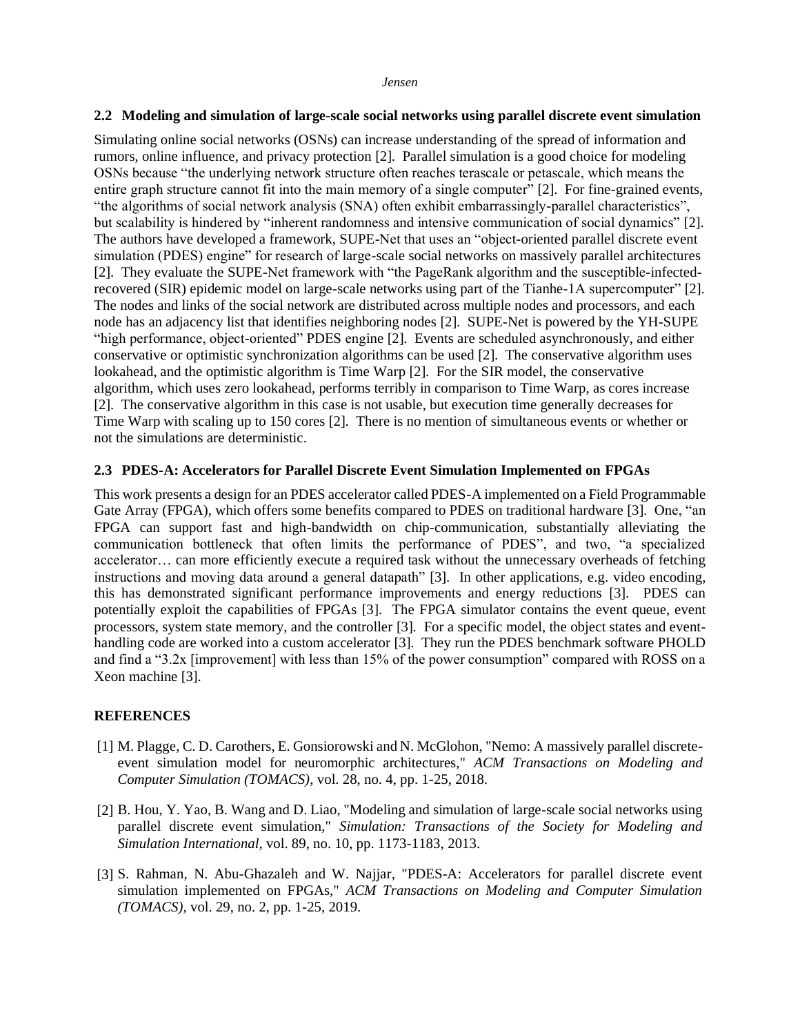### 2.2 Modeling and simulation of large-scale social networks using parallel discrete event simulation

Simulating online social networks (OSNs) can increase understanding of the spread of information and rumors, online influence, and privacy protection [2]. Parallel simulation is a good choice for modeling OSNs because "the underlying network structure often reaches terascale or petascale, which means the entire graph structure cannot fit into the main memory of a single computer" [2]. For fine-grained events, "the algorithms of social network analysis (SNA) often exhibit embarrassingly-parallel characteristics", but scalability is hindered by "inherent randomness and intensive communication of social dynamics" [2]. The authors have developed a framework, SUPE-Net that uses an "object-oriented parallel discrete event simulation (PDES) engine" for research of large-scale social networks on massively parallel architectures [2]. They evaluate the SUPE-Net framework with "the PageRank algorithm and the susceptible-infected-recovered (SIR) epidemic model on large-scale networks using part of the Tianhe-1A supercomputer" [2]. The nodes and links of the social network are distributed across multiple nodes and processors, and each node has an adjacency list that identifies neighboring nodes [2]. SUPE-Net is powered by the YH-SUPE "high performance, object-oriented" PDES engine [2]. Events are scheduled asynchronously, and either conservative or optimistic synchronization algorithms can be used [2]. The conservative algorithm uses lookahead, and the optimistic algorithm is Time Warp [2]. For the SIR model, the conservative algorithm, which uses zero lookahead, performs terribly in comparison to Time Warp, as cores increase [2]. The conservative algorithm in this case is not usable, but execution time generally decreases for Time Warp with scaling up to 150 cores [2]. There is no mention of simultaneous events or whether or not the simulations are deterministic.

### 2.3 PDES-A: Accelerators for Parallel Discrete Event Simulation Implemented on FPGAs

This work presents a design for an PDES accelerator called PDES-A implemented on a Field Programmable Gate Array (FPGA), which offers some benefits compared to PDES on traditional hardware [3]. One, "an FPGA can support fast and high-bandwidth on chip-communication, substantially alleviating the communication bottleneck that often limits the performance of PDES", and two, "a specialized accelerator… can more efficiently execute a required task without the unnecessary overheads of fetching instructions and moving data around a general datapath" [3]. In other applications, e.g. video encoding, this has demonstrated significant performance improvements and energy reductions [3]. PDES can potentially exploit the capabilities of FPGAs [3]. The FPGA simulator contains the event queue, event processors, system state memory, and the controller [3]. For a specific model, the object states and event-handling code are worked into a custom accelerator [3]. They run the PDES benchmark software PHOLD and find a "3.2x [improvement] with less than 15% of the power consumption" compared with ROSS on a Xeon machine [3].

## REFERENCES

[1] M. Plagge, C. D. Carothers, E. Gonsiorowski and N. McGlohon, "Nemo: A massively parallel discrete-event simulation model for neuromorphic architectures," *ACM Transactions on Modeling and Computer Simulation (TOMACS),* vol. 28, no. 4, pp. 1-25, 2018.

[2] B. Hou, Y. Yao, B. Wang and D. Liao, "Modeling and simulation of large-scale social networks using parallel discrete event simulation," *Simulation: Transactions of the Society for Modeling and Simulation International,* vol. 89, no. 10, pp. 1173-1183, 2013.

[3] S. Rahman, N. Abu-Ghazaleh and W. Najjar, "PDES-A: Accelerators for parallel discrete event simulation implemented on FPGAs," *ACM Transactions on Modeling and Computer Simulation (TOMACS),* vol. 29, no. 2, pp. 1-25, 2019.